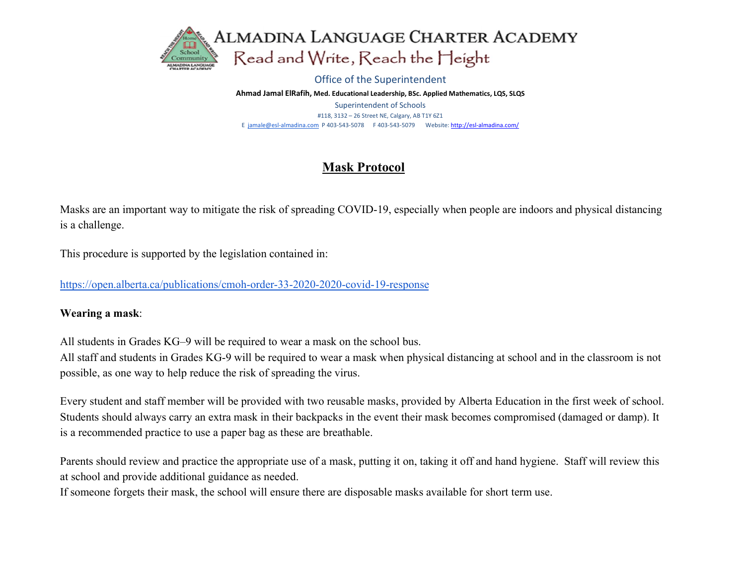# ALMADINA LANGUAGE CHARTER ACADEMY

Read and Write, Reach the Height

Office of the Superintendent

**Ahmad Jamal ElRafih, Med. Educational Leadership, BSc. Applied Mathematics, LQS, SLQS**

Superintendent of Schools

#118, 3132 – 26 Street NE, Calgary, AB T1Y 6Z1

E jamale@esl-almadina.com P 403-543-5078 F 403-543-5079 Website: http://esl-almadina.com/

## Mask Protocol

Masks are an important way to mitigate the risk of spreading COVID-19, especially when people are indoors and physical distancing is a challenge.

This procedure is supported by the legislation contained in:

https://open.alberta.ca/publications/cmoh-order-33-2020-2020-covid-19-response

**Wearing a mask**:

All students in Grades KG–9 will be required to wear a mask on the school bus.
All staff and students in Grades KG-9 will be required to wear a mask when physical distancing at school and in the classroom is not possible, as one way to help reduce the risk of spreading the virus.

Every student and staff member will be provided with two reusable masks, provided by Alberta Education in the first week of school. Students should always carry an extra mask in their backpacks in the event their mask becomes compromised (damaged or damp). It is a recommended practice to use a paper bag as these are breathable.

Parents should review and practice the appropriate use of a mask, putting it on, taking it off and hand hygiene. Staff will review this at school and provide additional guidance as needed.
If someone forgets their mask, the school will ensure there are disposable masks available for short term use.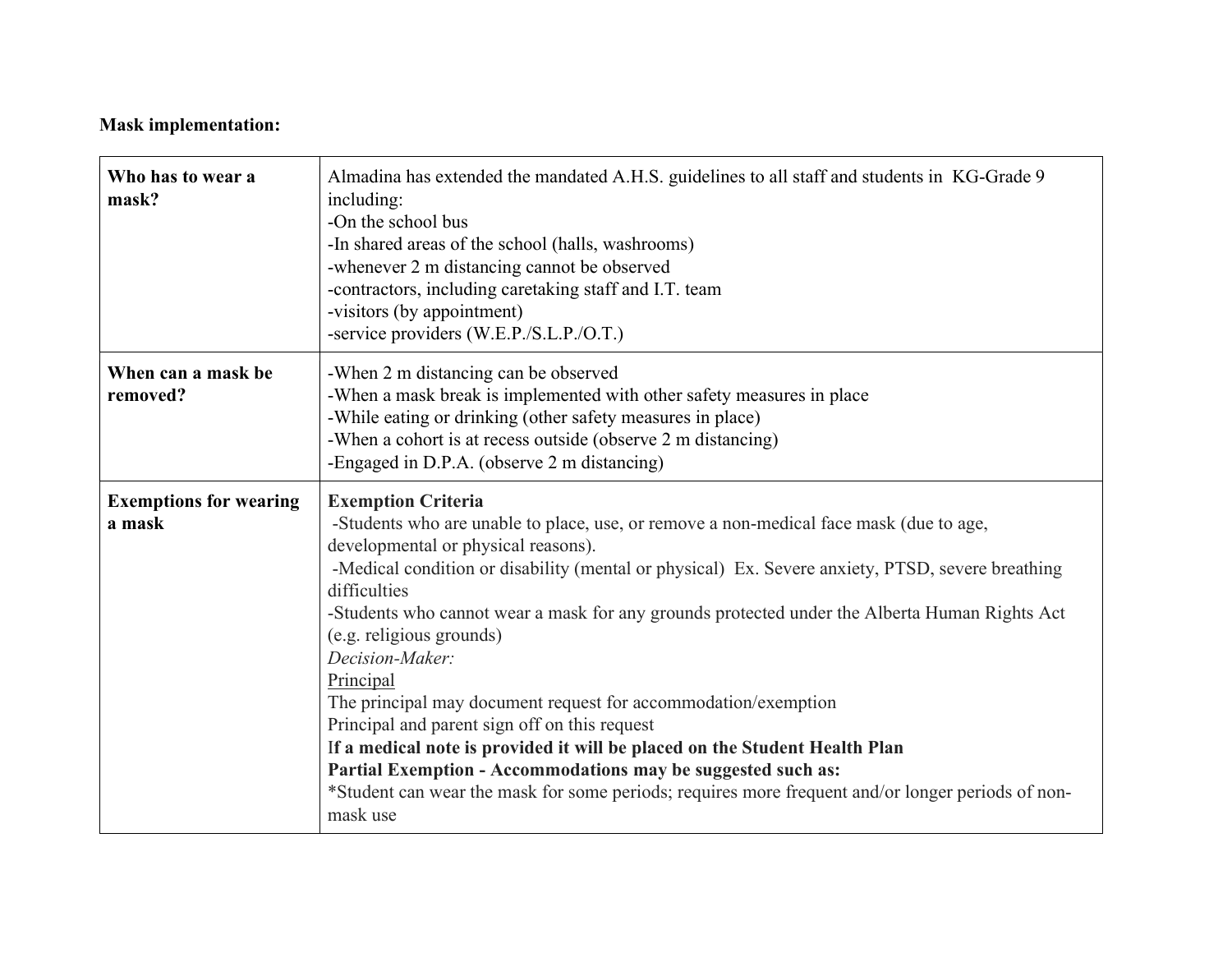**Mask implementation:**

| **Who has to wear a mask?** | Almadina has extended the mandated A.H.S. guidelines to all staff and students in KG-Grade 9 including:<br>-On the school bus<br>-In shared areas of the school (halls, washrooms)<br>-whenever 2 m distancing cannot be observed<br>-contractors, including caretaking staff and I.T. team<br>-visitors (by appointment)<br>-service providers (W.E.P./S.L.P./O.T.) |
|---|---|
| **When can a mask be removed?** | -When 2 m distancing can be observed<br>-When a mask break is implemented with other safety measures in place<br>-While eating or drinking (other safety measures in place)<br>-When a cohort is at recess outside (observe 2 m distancing)<br>-Engaged in D.P.A. (observe 2 m distancing) |
| **Exemptions for wearing a mask** | **Exemption Criteria**<br>-Students who are unable to place, use, or remove a non-medical face mask (due to age, developmental or physical reasons).<br>-Medical condition or disability (mental or physical) Ex. Severe anxiety, PTSD, severe breathing difficulties<br>-Students who cannot wear a mask for any grounds protected under the Alberta Human Rights Act (e.g. religious grounds)<br>*Decision-Maker:*<br><u>Principal</u><br>The principal may document request for accommodation/exemption<br>Principal and parent sign off on this request<br>**If a medical note is provided it will be placed on the Student Health Plan**<br>**Partial Exemption - Accommodations may be suggested such as:**<br>*Student can wear the mask for some periods; requires more frequent and/or longer periods of non-mask use |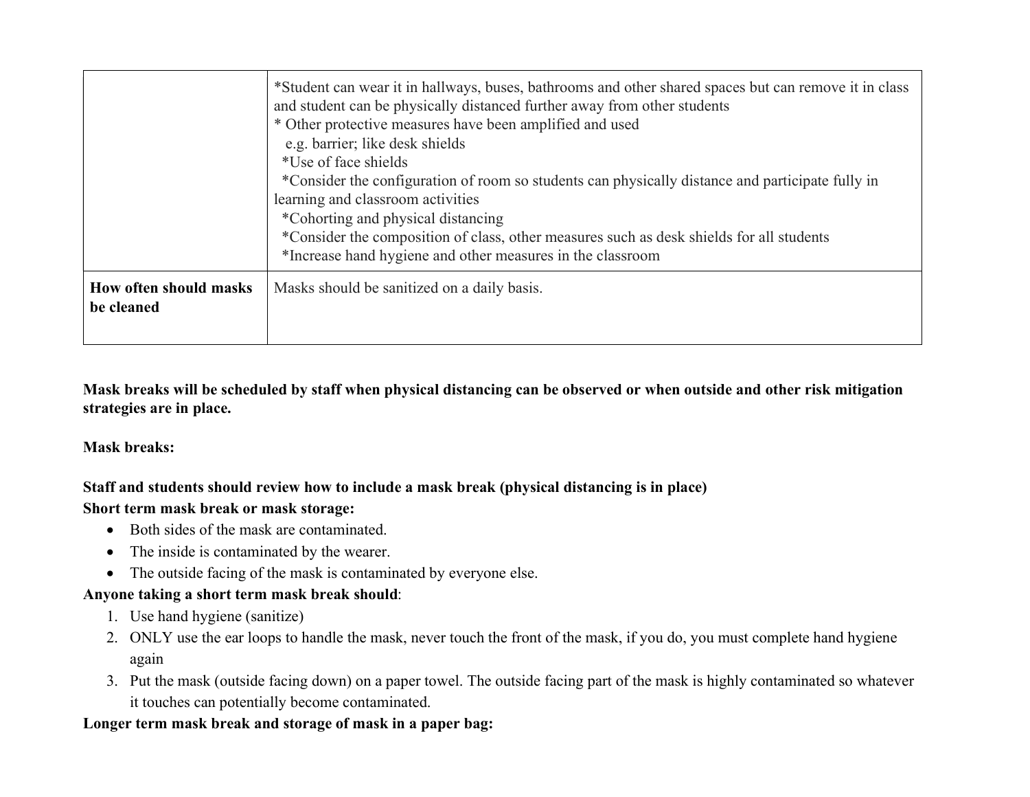| | |
|---|---|
| | *Student can wear it in hallways, buses, bathrooms and other shared spaces but can remove it in class and student can be physically distanced further away from other students<br>* Other protective measures have been amplified and used<br>e.g. barrier; like desk shields<br>*Use of face shields<br>*Consider the configuration of room so students can physically distance and participate fully in learning and classroom activities<br>*Cohorting and physical distancing<br>*Consider the composition of class, other measures such as desk shields for all students<br>*Increase hand hygiene and other measures in the classroom |
| **How often should masks be cleaned** | Masks should be sanitized on a daily basis. |

**Mask breaks will be scheduled by staff when physical distancing can be observed or when outside and other risk mitigation strategies are in place.**

**Mask breaks:**

**Staff and students should review how to include a mask break (physical distancing is in place)**

**Short term mask break or mask storage:**

- Both sides of the mask are contaminated.
- The inside is contaminated by the wearer.
- The outside facing of the mask is contaminated by everyone else.

**Anyone taking a short term mask break should**:

1. Use hand hygiene (sanitize)
2. ONLY use the ear loops to handle the mask, never touch the front of the mask, if you do, you must complete hand hygiene again
3. Put the mask (outside facing down) on a paper towel. The outside facing part of the mask is highly contaminated so whatever it touches can potentially become contaminated.

**Longer term mask break and storage of mask in a paper bag:**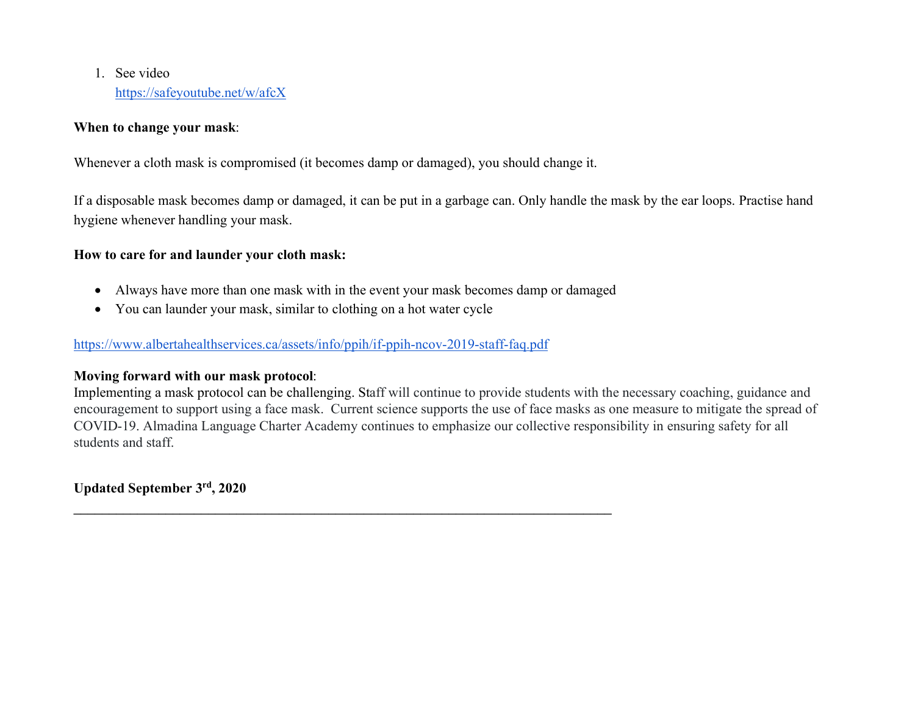1. See video
   https://safeyoutube.net/w/afcX

**When to change your mask**:

Whenever a cloth mask is compromised (it becomes damp or damaged), you should change it.

If a disposable mask becomes damp or damaged, it can be put in a garbage can. Only handle the mask by the ear loops. Practise hand hygiene whenever handling your mask.

**How to care for and launder your cloth mask:**

- Always have more than one mask with in the event your mask becomes damp or damaged
- You can launder your mask, similar to clothing on a hot water cycle

https://www.albertahealthservices.ca/assets/info/ppih/if-ppih-ncov-2019-staff-faq.pdf

**Moving forward with our mask protocol**:
Implementing a mask protocol can be challenging. Staff will continue to provide students with the necessary coaching, guidance and encouragement to support using a face mask. Current science supports the use of face masks as one measure to mitigate the spread of COVID-19. Almadina Language Charter Academy continues to emphasize our collective responsibility in ensuring safety for all students and staff.

**Updated September 3rd, 2020**

---